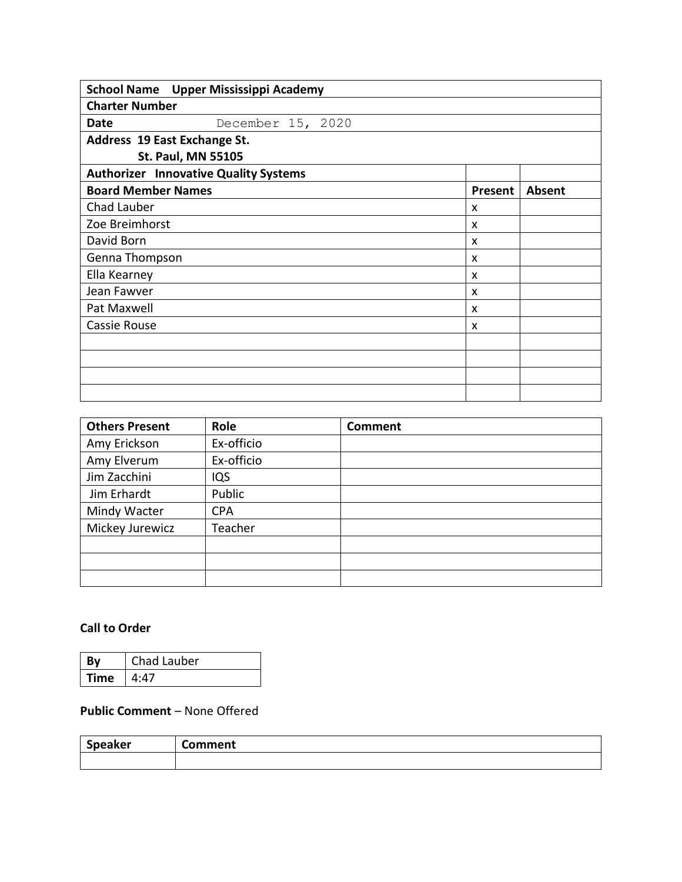| **School Name** Upper Mississippi Academy | | |
|---|---|---|
| **Charter Number** | | |
| **Date** December 15, 2020 | | |
| **Address** 19 East Exchange St. St. Paul, MN 55105 | | |
| **Authorizer** Innovative Quality Systems | | |
| **Board Member Names** | **Present** | **Absent** |
| Chad Lauber | x | |
| Zoe Breimhorst | x | |
| David Born | x | |
| Genna Thompson | x | |
| Ella Kearney | x | |
| Jean Fawver | x | |
| Pat Maxwell | x | |
| Cassie Rouse | x | |
| | | |
| | | |
| | | |
| | | |

| Others Present | Role | Comment |
|---|---|---|
| Amy Erickson | Ex-officio | |
| Amy Elverum | Ex-officio | |
| Jim Zacchini | IQS | |
| Jim Erhardt | Public | |
| Mindy Wacter | CPA | |
| Mickey Jurewicz | Teacher | |
| | | |
| | | |
| | | |

### Call to Order

| **By** | Chad Lauber |
|---|---|
| **Time** | 4:47 |

**Public Comment** – None Offered

| Speaker | Comment |
|---|---|
| | |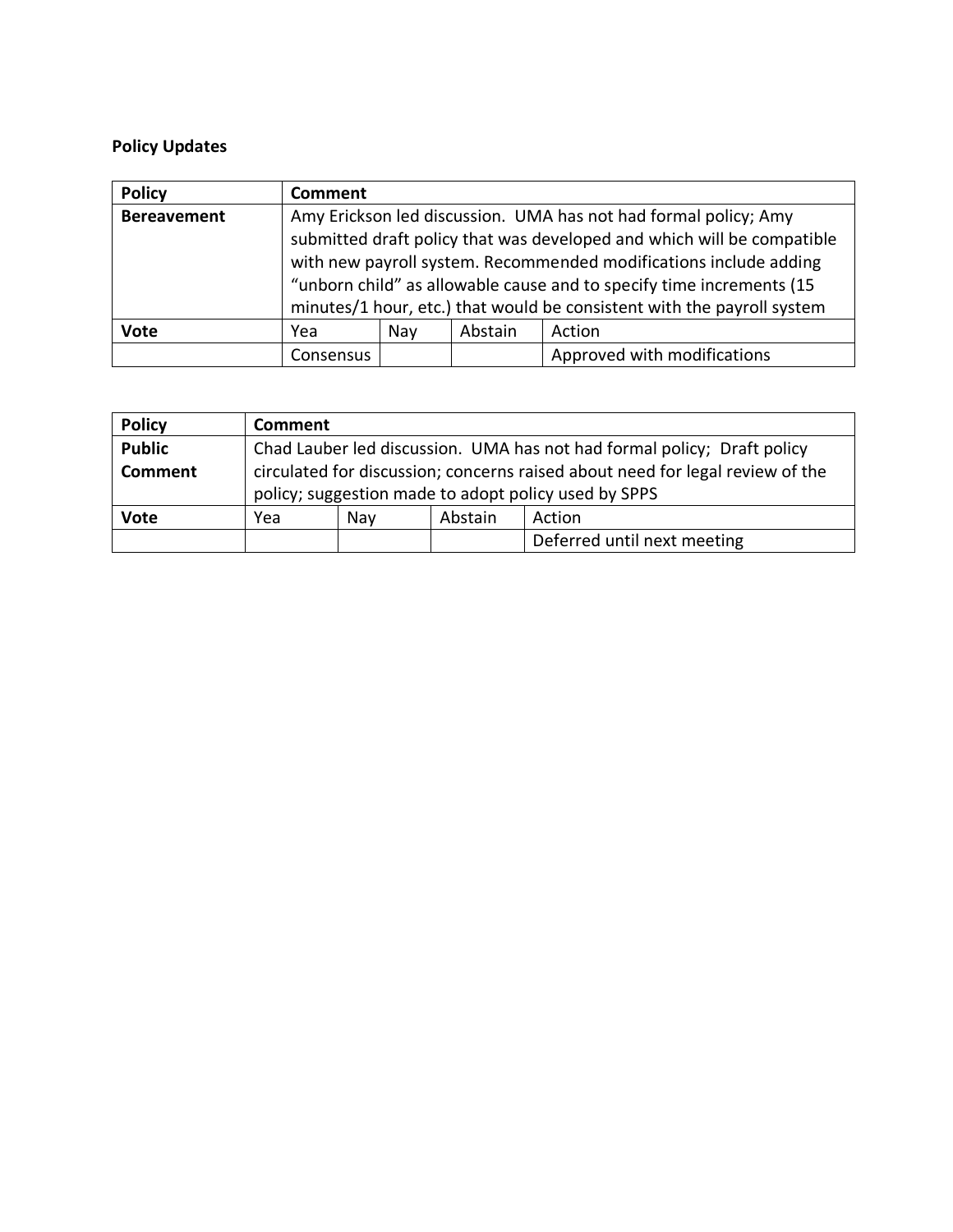**Policy Updates**

| Policy | Comment | | | |
|---|---|---|---|---|
| **Bereavement** | Amy Erickson led discussion. UMA has not had formal policy; Amy submitted draft policy that was developed and which will be compatible with new payroll system. Recommended modifications include adding "unborn child" as allowable cause and to specify time increments (15 minutes/1 hour, etc.) that would be consistent with the payroll system | | | |
| **Vote** | Yea | Nay | Abstain | Action |
| | Consensus | | | Approved with modifications |

| Policy | Comment | | | |
|---|---|---|---|---|
| **Public Comment** | Chad Lauber led discussion. UMA has not had formal policy; Draft policy circulated for discussion; concerns raised about need for legal review of the policy; suggestion made to adopt policy used by SPPS | | | |
| **Vote** | Yea | Nay | Abstain | Action |
| | | | | Deferred until next meeting |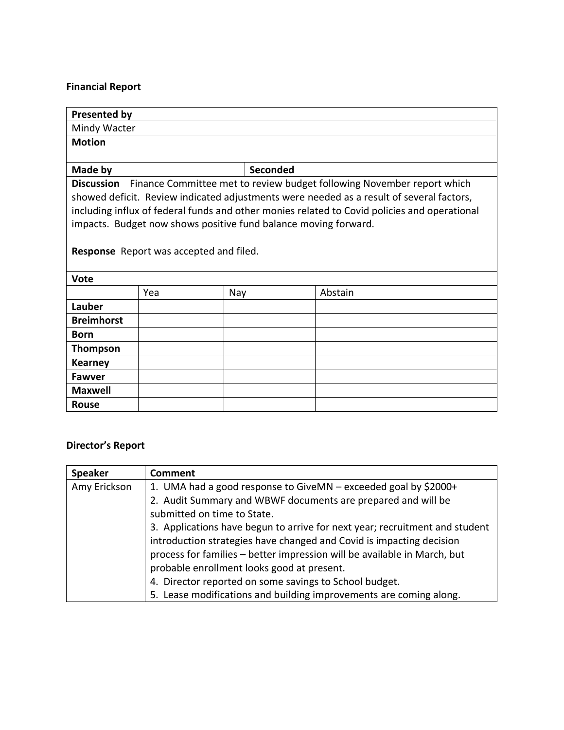**Financial Report**

| **Presented by** | | | |
|---|---|---|---|
| Mindy Wacter | | | |
| **Motion** | | | |
| **Made by** | | **Seconded** | |
| **Discussion** Finance Committee met to review budget following November report which showed deficit. Review indicated adjustments were needed as a result of several factors, including influx of federal funds and other monies related to Covid policies and operational impacts. Budget now shows positive fund balance moving forward.<br><br>**Response** Report was accepted and filed. | | | |
| **Vote** | | | |
| | Yea | Nay | Abstain |
| **Lauber** | | | |
| **Breimhorst** | | | |
| **Born** | | | |
| **Thompson** | | | |
| **Kearney** | | | |
| **Fawver** | | | |
| **Maxwell** | | | |
| **Rouse** | | | |

**Director's Report**

| **Speaker** | **Comment** |
|---|---|
| Amy Erickson | 1. UMA had a good response to GiveMN – exceeded goal by $2000+<br>2. Audit Summary and WBWF documents are prepared and will be submitted on time to State.<br>3. Applications have begun to arrive for next year; recruitment and student introduction strategies have changed and Covid is impacting decision process for families – better impression will be available in March, but probable enrollment looks good at present.<br>4. Director reported on some savings to School budget.<br>5. Lease modifications and building improvements are coming along. |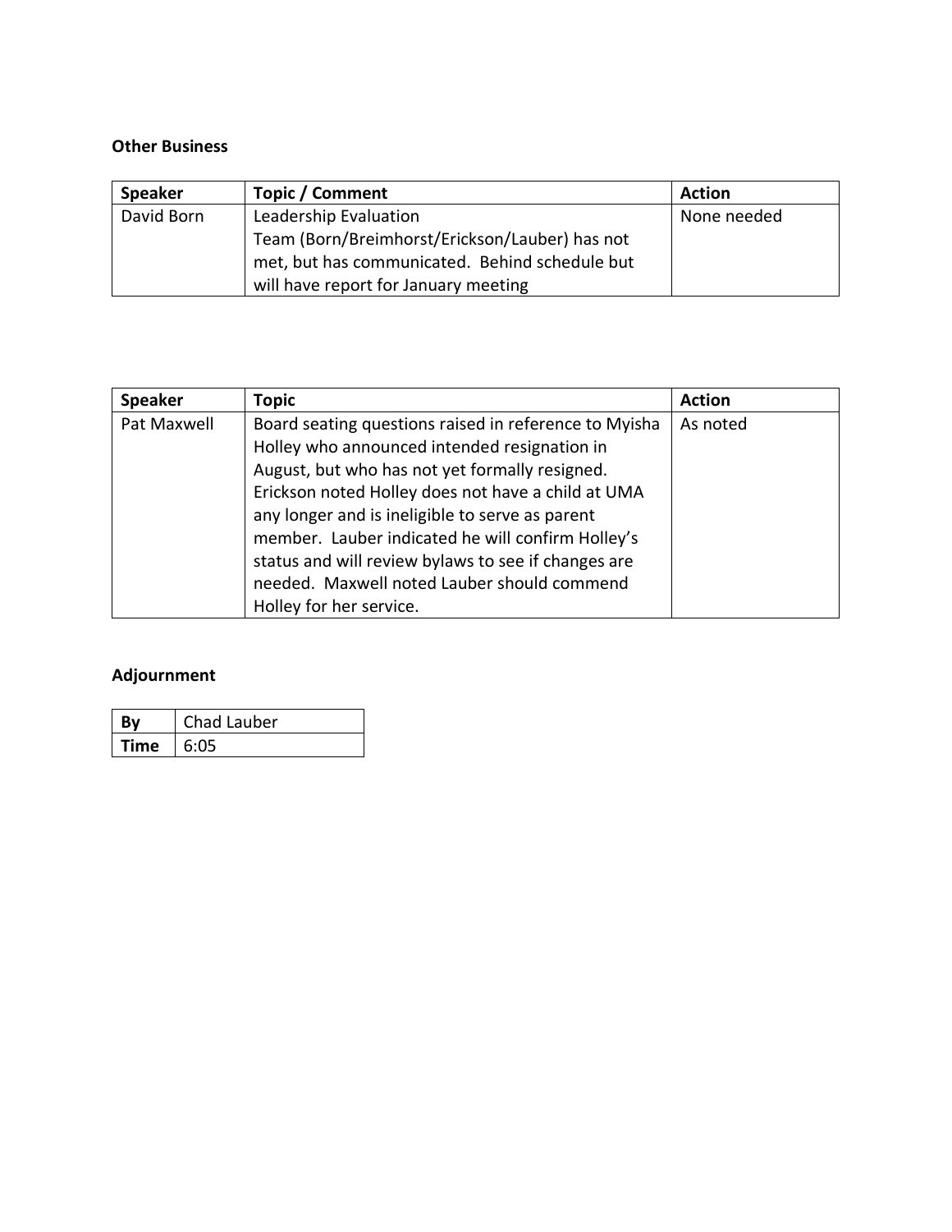**Other Business**

| Speaker | Topic / Comment | Action |
| --- | --- | --- |
| David Born | Leadership Evaluation<br>Team (Born/Breimhorst/Erickson/Lauber) has not met, but has communicated. Behind schedule but will have report for January meeting | None needed |

| Speaker | Topic | Action |
| --- | --- | --- |
| Pat Maxwell | Board seating questions raised in reference to Myisha Holley who announced intended resignation in August, but who has not yet formally resigned. Erickson noted Holley does not have a child at UMA any longer and is ineligible to serve as parent member. Lauber indicated he will confirm Holley's status and will review bylaws to see if changes are needed. Maxwell noted Lauber should commend Holley for her service. | As noted |

**Adjournment**

| | |
| --- | --- |
| **By** | Chad Lauber |
| **Time** | 6:05 |